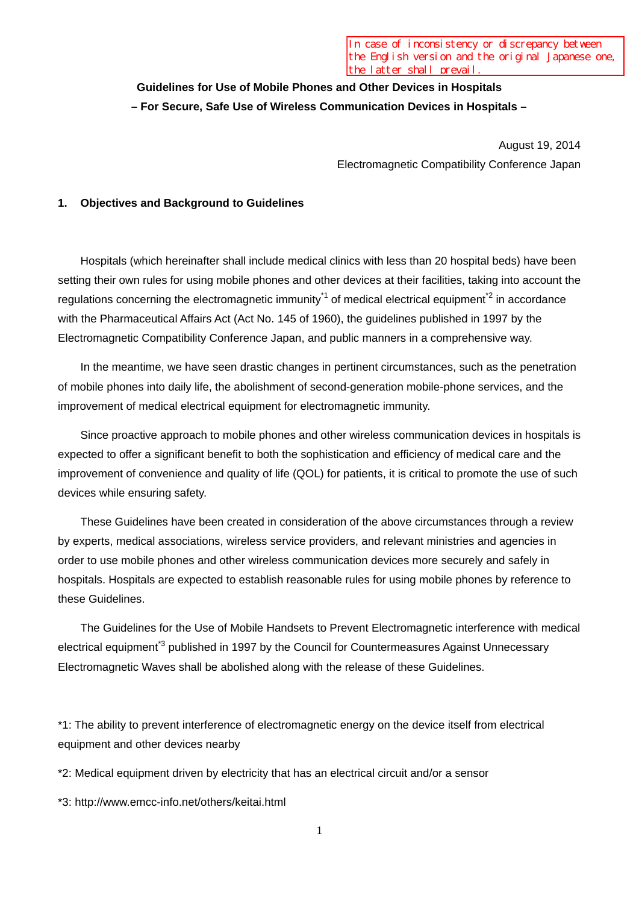In case of inconsistency or discrepancy between the English version and the original Japanese one, the latter shall prevail.

# Guidelines for Use of Mobile Phones and Other Devices in Hospitals
## – For Secure, Safe Use of Wireless Communication Devices in Hospitals –

August 19, 2014

Electromagnetic Compatibility Conference Japan

## 1. Objectives and Background to Guidelines

Hospitals (which hereinafter shall include medical clinics with less than 20 hospital beds) have been setting their own rules for using mobile phones and other devices at their facilities, taking into account the regulations concerning the electromagnetic immunity[*1] of medical electrical equipment[*2] in accordance with the Pharmaceutical Affairs Act (Act No. 145 of 1960), the guidelines published in 1997 by the Electromagnetic Compatibility Conference Japan, and public manners in a comprehensive way.

In the meantime, we have seen drastic changes in pertinent circumstances, such as the penetration of mobile phones into daily life, the abolishment of second-generation mobile-phone services, and the improvement of medical electrical equipment for electromagnetic immunity.

Since proactive approach to mobile phones and other wireless communication devices in hospitals is expected to offer a significant benefit to both the sophistication and efficiency of medical care and the improvement of convenience and quality of life (QOL) for patients, it is critical to promote the use of such devices while ensuring safety.

These Guidelines have been created in consideration of the above circumstances through a review by experts, medical associations, wireless service providers, and relevant ministries and agencies in order to use mobile phones and other wireless communication devices more securely and safely in hospitals. Hospitals are expected to establish reasonable rules for using mobile phones by reference to these Guidelines.

The Guidelines for the Use of Mobile Handsets to Prevent Electromagnetic interference with medical electrical equipment[*3] published in 1997 by the Council for Countermeasures Against Unnecessary Electromagnetic Waves shall be abolished along with the release of these Guidelines.

*1: The ability to prevent interference of electromagnetic energy on the device itself from electrical equipment and other devices nearby

*2: Medical equipment driven by electricity that has an electrical circuit and/or a sensor

*3: http://www.emcc-info.net/others/keitai.html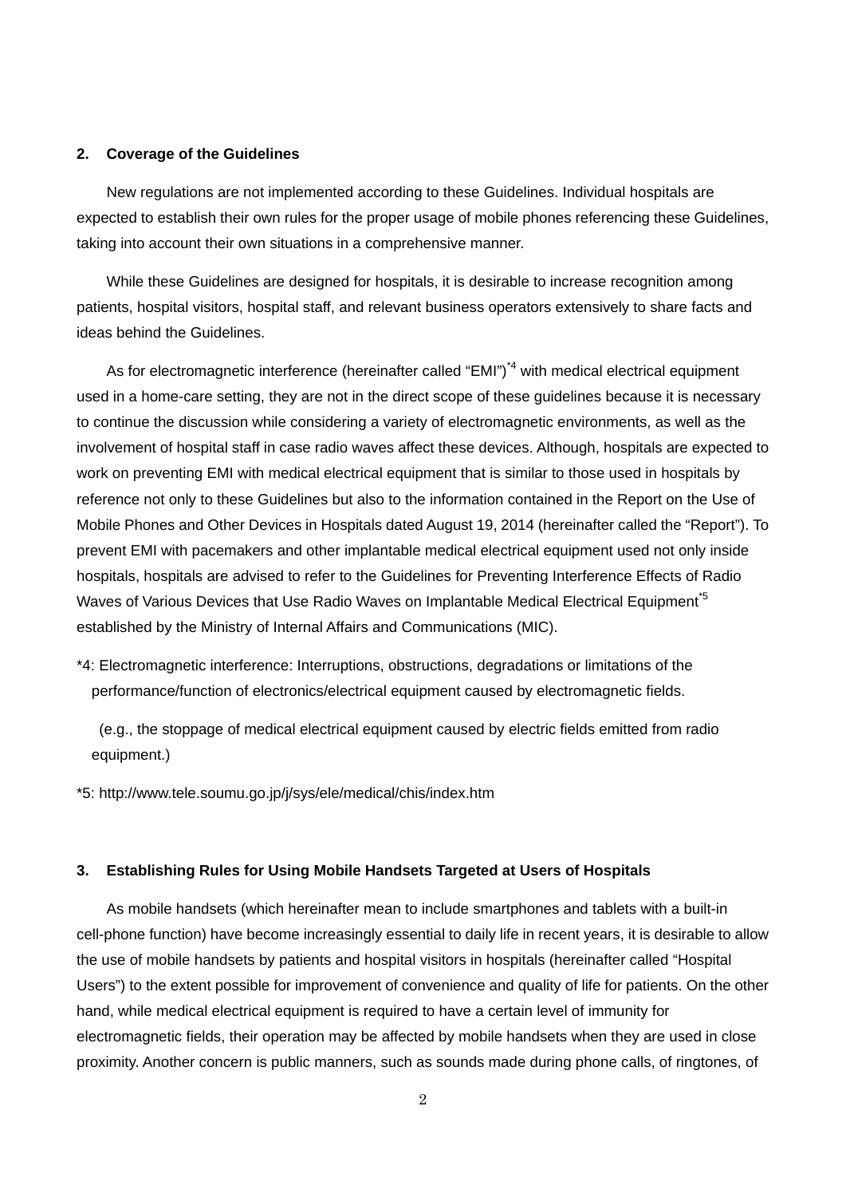## 2. Coverage of the Guidelines

New regulations are not implemented according to these Guidelines. Individual hospitals are expected to establish their own rules for the proper usage of mobile phones referencing these Guidelines, taking into account their own situations in a comprehensive manner.

While these Guidelines are designed for hospitals, it is desirable to increase recognition among patients, hospital visitors, hospital staff, and relevant business operators extensively to share facts and ideas behind the Guidelines.

As for electromagnetic interference (hereinafter called "EMI")[*4] with medical electrical equipment used in a home-care setting, they are not in the direct scope of these guidelines because it is necessary to continue the discussion while considering a variety of electromagnetic environments, as well as the involvement of hospital staff in case radio waves affect these devices. Although, hospitals are expected to work on preventing EMI with medical electrical equipment that is similar to those used in hospitals by reference not only to these Guidelines but also to the information contained in the Report on the Use of Mobile Phones and Other Devices in Hospitals dated August 19, 2014 (hereinafter called the "Report"). To prevent EMI with pacemakers and other implantable medical electrical equipment used not only inside hospitals, hospitals are advised to refer to the Guidelines for Preventing Interference Effects of Radio Waves of Various Devices that Use Radio Waves on Implantable Medical Electrical Equipment[*5] established by the Ministry of Internal Affairs and Communications (MIC).

*4: Electromagnetic interference: Interruptions, obstructions, degradations or limitations of the performance/function of electronics/electrical equipment caused by electromagnetic fields.

(e.g., the stoppage of medical electrical equipment caused by electric fields emitted from radio equipment.)

*5: http://www.tele.soumu.go.jp/j/sys/ele/medical/chis/index.htm

## 3. Establishing Rules for Using Mobile Handsets Targeted at Users of Hospitals

As mobile handsets (which hereinafter mean to include smartphones and tablets with a built-in cell-phone function) have become increasingly essential to daily life in recent years, it is desirable to allow the use of mobile handsets by patients and hospital visitors in hospitals (hereinafter called "Hospital Users") to the extent possible for improvement of convenience and quality of life for patients. On the other hand, while medical electrical equipment is required to have a certain level of immunity for electromagnetic fields, their operation may be affected by mobile handsets when they are used in close proximity. Another concern is public manners, such as sounds made during phone calls, of ringtones, of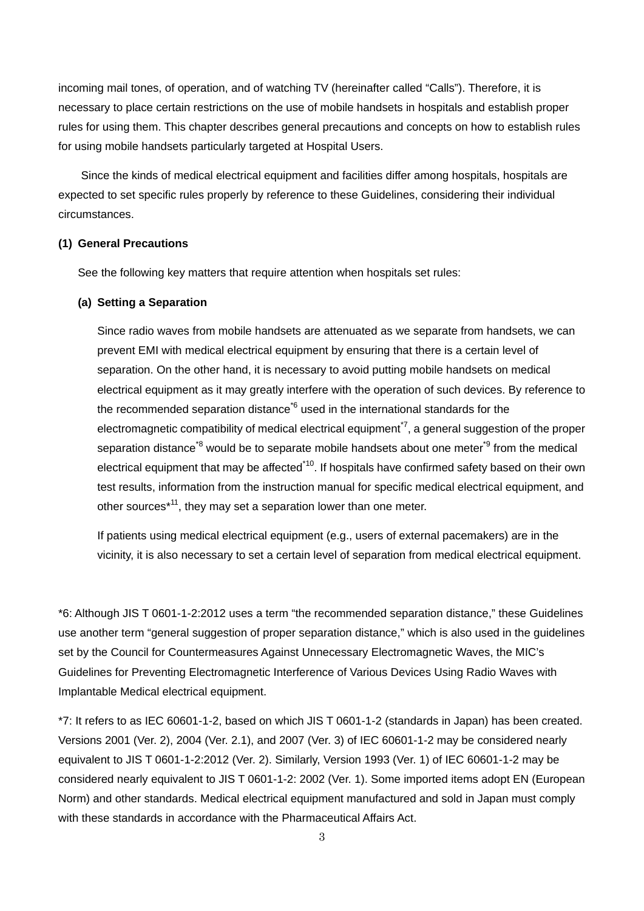incoming mail tones, of operation, and of watching TV (hereinafter called “Calls”). Therefore, it is necessary to place certain restrictions on the use of mobile handsets in hospitals and establish proper rules for using them. This chapter describes general precautions and concepts on how to establish rules for using mobile handsets particularly targeted at Hospital Users.

Since the kinds of medical electrical equipment and facilities differ among hospitals, hospitals are expected to set specific rules properly by reference to these Guidelines, considering their individual circumstances.

**(1) General Precautions**

See the following key matters that require attention when hospitals set rules:

**(a) Setting a Separation**

Since radio waves from mobile handsets are attenuated as we separate from handsets, we can prevent EMI with medical electrical equipment by ensuring that there is a certain level of separation. On the other hand, it is necessary to avoid putting mobile handsets on medical electrical equipment as it may greatly interfere with the operation of such devices. By reference to the recommended separation distance[*6] used in the international standards for the electromagnetic compatibility of medical electrical equipment[*7], a general suggestion of the proper separation distance[*8] would be to separate mobile handsets about one meter[*9] from the medical electrical equipment that may be affected[*10]. If hospitals have confirmed safety based on their own test results, information from the instruction manual for specific medical electrical equipment, and other sources[*11], they may set a separation lower than one meter.

If patients using medical electrical equipment (e.g., users of external pacemakers) are in the vicinity, it is also necessary to set a certain level of separation from medical electrical equipment.

*6: Although JIS T 0601-1-2:2012 uses a term “the recommended separation distance,” these Guidelines use another term “general suggestion of proper separation distance,” which is also used in the guidelines set by the Council for Countermeasures Against Unnecessary Electromagnetic Waves, the MIC’s Guidelines for Preventing Electromagnetic Interference of Various Devices Using Radio Waves with Implantable Medical electrical equipment.

*7: It refers to as IEC 60601-1-2, based on which JIS T 0601-1-2 (standards in Japan) has been created. Versions 2001 (Ver. 2), 2004 (Ver. 2.1), and 2007 (Ver. 3) of IEC 60601-1-2 may be considered nearly equivalent to JIS T 0601-1-2:2012 (Ver. 2). Similarly, Version 1993 (Ver. 1) of IEC 60601-1-2 may be considered nearly equivalent to JIS T 0601-1-2: 2002 (Ver. 1). Some imported items adopt EN (European Norm) and other standards. Medical electrical equipment manufactured and sold in Japan must comply with these standards in accordance with the Pharmaceutical Affairs Act.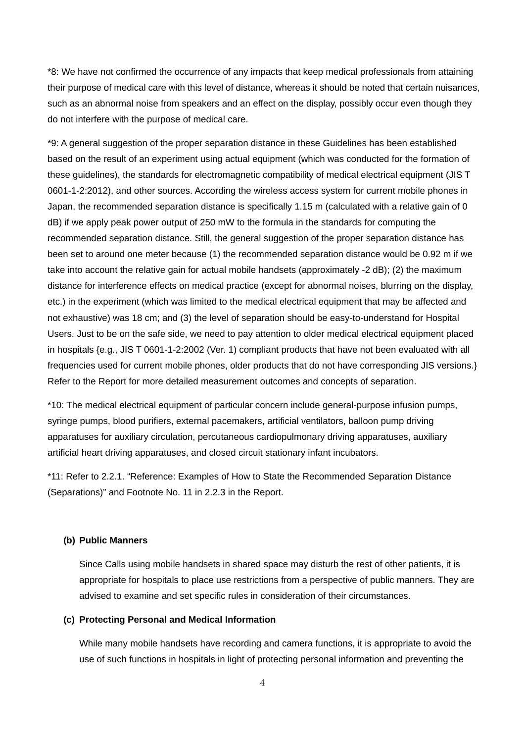*8: We have not confirmed the occurrence of any impacts that keep medical professionals from attaining their purpose of medical care with this level of distance, whereas it should be noted that certain nuisances, such as an abnormal noise from speakers and an effect on the display, possibly occur even though they do not interfere with the purpose of medical care.

*9: A general suggestion of the proper separation distance in these Guidelines has been established based on the result of an experiment using actual equipment (which was conducted for the formation of these guidelines), the standards for electromagnetic compatibility of medical electrical equipment (JIS T 0601-1-2:2012), and other sources. According the wireless access system for current mobile phones in Japan, the recommended separation distance is specifically 1.15 m (calculated with a relative gain of 0 dB) if we apply peak power output of 250 mW to the formula in the standards for computing the recommended separation distance. Still, the general suggestion of the proper separation distance has been set to around one meter because (1) the recommended separation distance would be 0.92 m if we take into account the relative gain for actual mobile handsets (approximately -2 dB); (2) the maximum distance for interference effects on medical practice (except for abnormal noises, blurring on the display, etc.) in the experiment (which was limited to the medical electrical equipment that may be affected and not exhaustive) was 18 cm; and (3) the level of separation should be easy-to-understand for Hospital Users. Just to be on the safe side, we need to pay attention to older medical electrical equipment placed in hospitals {e.g., JIS T 0601-1-2:2002 (Ver. 1) compliant products that have not been evaluated with all frequencies used for current mobile phones, older products that do not have corresponding JIS versions.} Refer to the Report for more detailed measurement outcomes and concepts of separation.

*10: The medical electrical equipment of particular concern include general-purpose infusion pumps, syringe pumps, blood purifiers, external pacemakers, artificial ventilators, balloon pump driving apparatuses for auxiliary circulation, percutaneous cardiopulmonary driving apparatuses, auxiliary artificial heart driving apparatuses, and closed circuit stationary infant incubators.

*11: Refer to 2.2.1. “Reference: Examples of How to State the Recommended Separation Distance (Separations)” and Footnote No. 11 in 2.2.3 in the Report.

**(b) Public Manners**

Since Calls using mobile handsets in shared space may disturb the rest of other patients, it is appropriate for hospitals to place use restrictions from a perspective of public manners. They are advised to examine and set specific rules in consideration of their circumstances.

**(c) Protecting Personal and Medical Information**

While many mobile handsets have recording and camera functions, it is appropriate to avoid the use of such functions in hospitals in light of protecting personal information and preventing the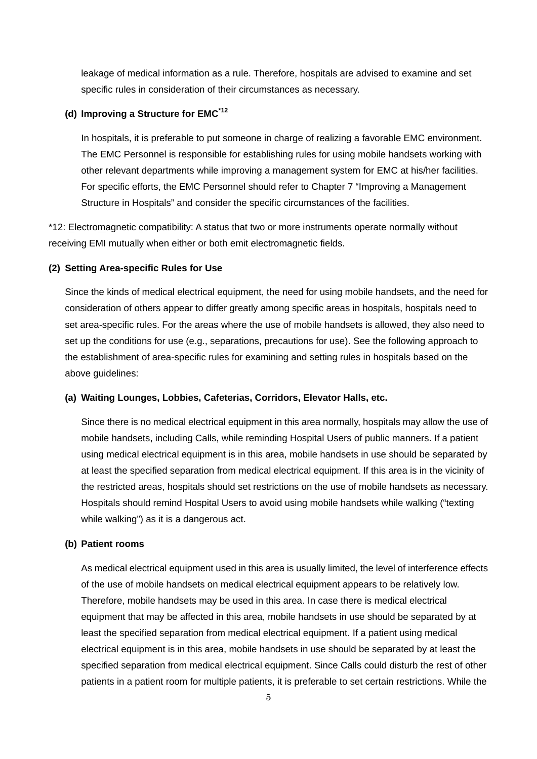leakage of medical information as a rule. Therefore, hospitals are advised to examine and set specific rules in consideration of their circumstances as necessary.

**(d) Improving a Structure for EMC[*12]**

In hospitals, it is preferable to put someone in charge of realizing a favorable EMC environment. The EMC Personnel is responsible for establishing rules for using mobile handsets working with other relevant departments while improving a management system for EMC at his/her facilities. For specific efforts, the EMC Personnel should refer to Chapter 7 “Improving a Management Structure in Hospitals” and consider the specific circumstances of the facilities.

*12: Electromagnetic compatibility: A status that two or more instruments operate normally without receiving EMI mutually when either or both emit electromagnetic fields.

**(2) Setting Area-specific Rules for Use**

Since the kinds of medical electrical equipment, the need for using mobile handsets, and the need for consideration of others appear to differ greatly among specific areas in hospitals, hospitals need to set area-specific rules. For the areas where the use of mobile handsets is allowed, they also need to set up the conditions for use (e.g., separations, precautions for use). See the following approach to the establishment of area-specific rules for examining and setting rules in hospitals based on the above guidelines:

**(a) Waiting Lounges, Lobbies, Cafeterias, Corridors, Elevator Halls, etc.**

Since there is no medical electrical equipment in this area normally, hospitals may allow the use of mobile handsets, including Calls, while reminding Hospital Users of public manners. If a patient using medical electrical equipment is in this area, mobile handsets in use should be separated by at least the specified separation from medical electrical equipment. If this area is in the vicinity of the restricted areas, hospitals should set restrictions on the use of mobile handsets as necessary. Hospitals should remind Hospital Users to avoid using mobile handsets while walking (“texting while walking”) as it is a dangerous act.

**(b) Patient rooms**

As medical electrical equipment used in this area is usually limited, the level of interference effects of the use of mobile handsets on medical electrical equipment appears to be relatively low. Therefore, mobile handsets may be used in this area. In case there is medical electrical equipment that may be affected in this area, mobile handsets in use should be separated by at least the specified separation from medical electrical equipment. If a patient using medical electrical equipment is in this area, mobile handsets in use should be separated by at least the specified separation from medical electrical equipment. Since Calls could disturb the rest of other patients in a patient room for multiple patients, it is preferable to set certain restrictions. While the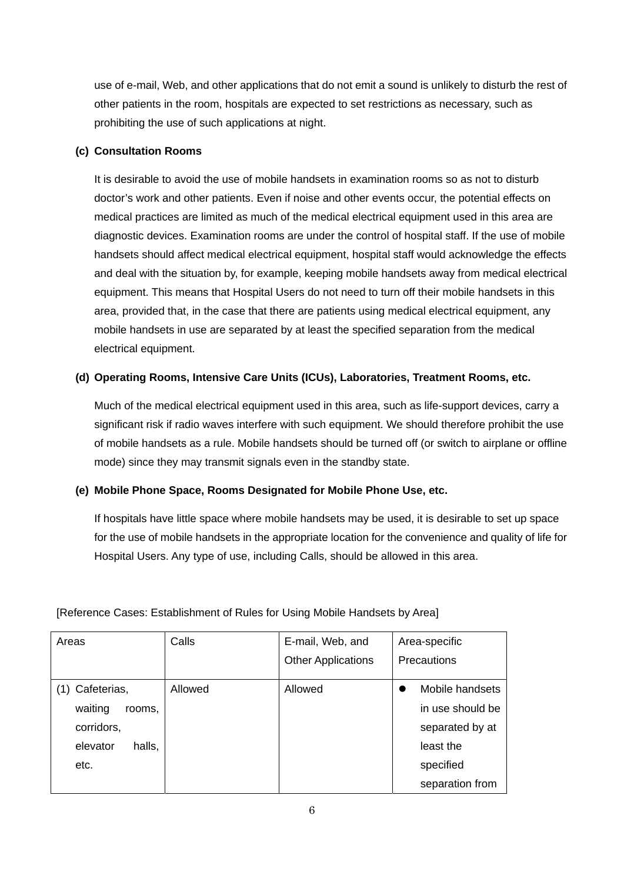use of e-mail, Web, and other applications that do not emit a sound is unlikely to disturb the rest of other patients in the room, hospitals are expected to set restrictions as necessary, such as prohibiting the use of such applications at night.

**(c) Consultation Rooms**

It is desirable to avoid the use of mobile handsets in examination rooms so as not to disturb doctor's work and other patients. Even if noise and other events occur, the potential effects on medical practices are limited as much of the medical electrical equipment used in this area are diagnostic devices. Examination rooms are under the control of hospital staff. If the use of mobile handsets should affect medical electrical equipment, hospital staff would acknowledge the effects and deal with the situation by, for example, keeping mobile handsets away from medical electrical equipment. This means that Hospital Users do not need to turn off their mobile handsets in this area, provided that, in the case that there are patients using medical electrical equipment, any mobile handsets in use are separated by at least the specified separation from the medical electrical equipment.

**(d) Operating Rooms, Intensive Care Units (ICUs), Laboratories, Treatment Rooms, etc.**

Much of the medical electrical equipment used in this area, such as life-support devices, carry a significant risk if radio waves interfere with such equipment. We should therefore prohibit the use of mobile handsets as a rule. Mobile handsets should be turned off (or switch to airplane or offline mode) since they may transmit signals even in the standby state.

**(e) Mobile Phone Space, Rooms Designated for Mobile Phone Use, etc.**

If hospitals have little space where mobile handsets may be used, it is desirable to set up space for the use of mobile handsets in the appropriate location for the convenience and quality of life for Hospital Users. Any type of use, including Calls, should be allowed in this area.

[Reference Cases: Establishment of Rules for Using Mobile Handsets by Area]

| Areas | Calls | E-mail, Web, and Other Applications | Area-specific Precautions |
|---|---|---|---|
| (1) Cafeterias, waiting rooms, corridors, elevator halls, etc. | Allowed | Allowed | • Mobile handsets in use should be separated by at least the specified separation from |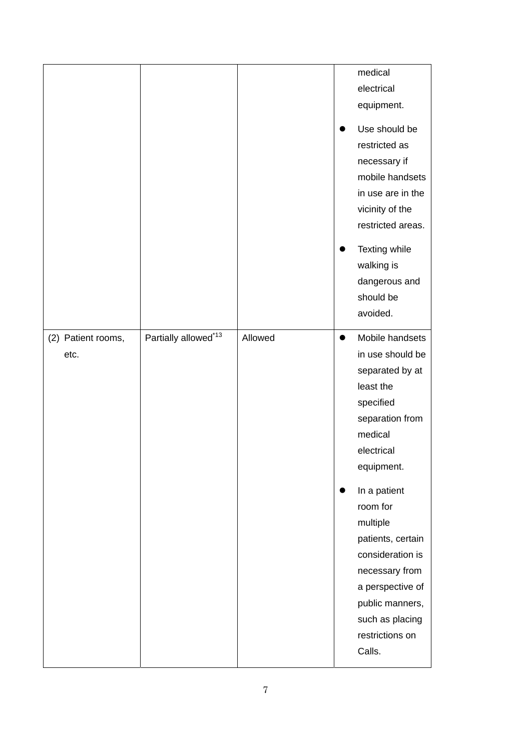| | | | |
|---|---|---|---|
| | | | medical electrical equipment.<br>● Use should be restricted as necessary if mobile handsets in use are in the vicinity of the restricted areas.<br>● Texting while walking is dangerous and should be avoided. |
| (2) Patient rooms, etc. | Partially allowed[*13] | Allowed | ● Mobile handsets in use should be separated by at least the specified separation from medical electrical equipment.<br>● In a patient room for multiple patients, certain consideration is necessary from a perspective of public manners, such as placing restrictions on Calls. |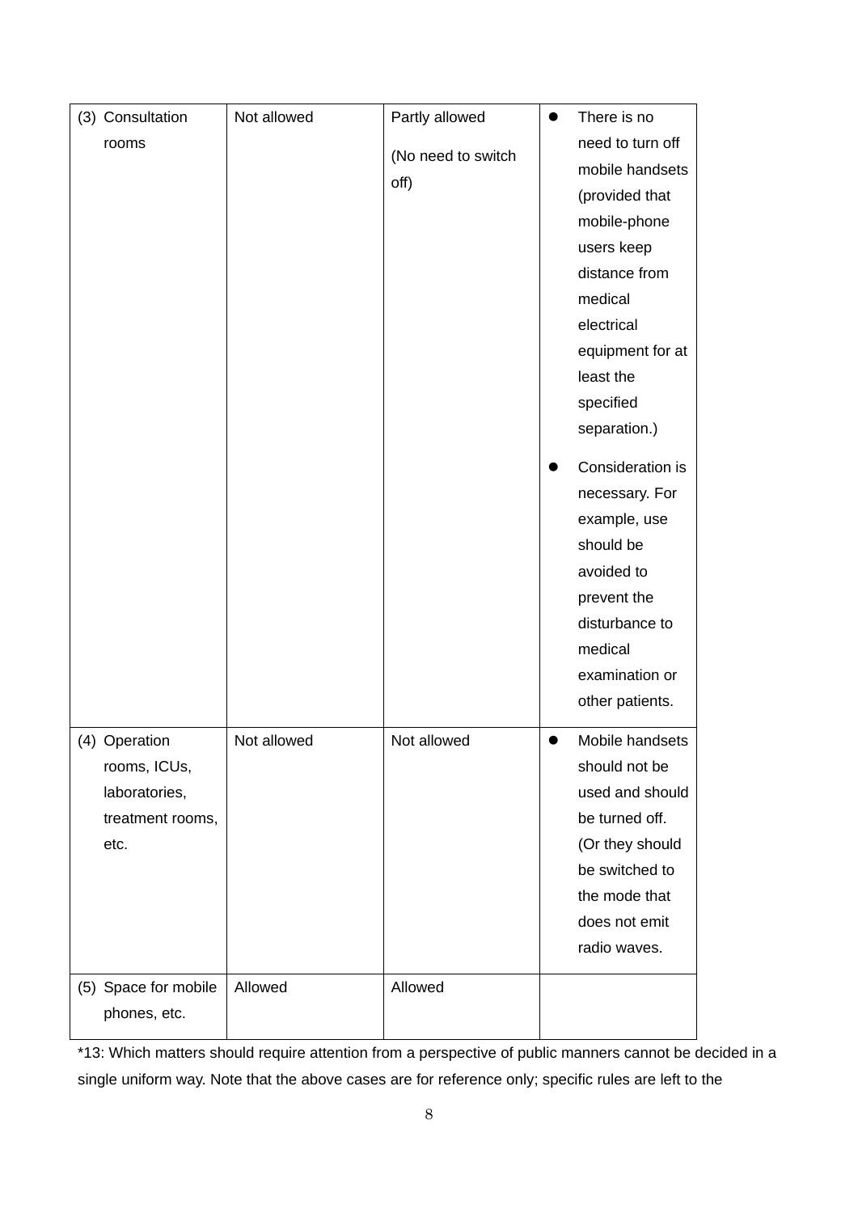| (3) Consultation rooms | Not allowed | Partly allowed<br>(No need to switch off) | ● There is no need to turn off mobile handsets (provided that mobile-phone users keep distance from medical electrical equipment for at least the specified separation.)<br>● Consideration is necessary. For example, use should be avoided to prevent the disturbance to medical examination or other patients. |
|---|---|---|---|
| (4) Operation rooms, ICUs, laboratories, treatment rooms, etc. | Not allowed | Not allowed | ● Mobile handsets should not be used and should be turned off. (Or they should be switched to the mode that does not emit radio waves. |
| (5) Space for mobile phones, etc. | Allowed | Allowed | |

*13: Which matters should require attention from a perspective of public manners cannot be decided in a single uniform way. Note that the above cases are for reference only; specific rules are left to the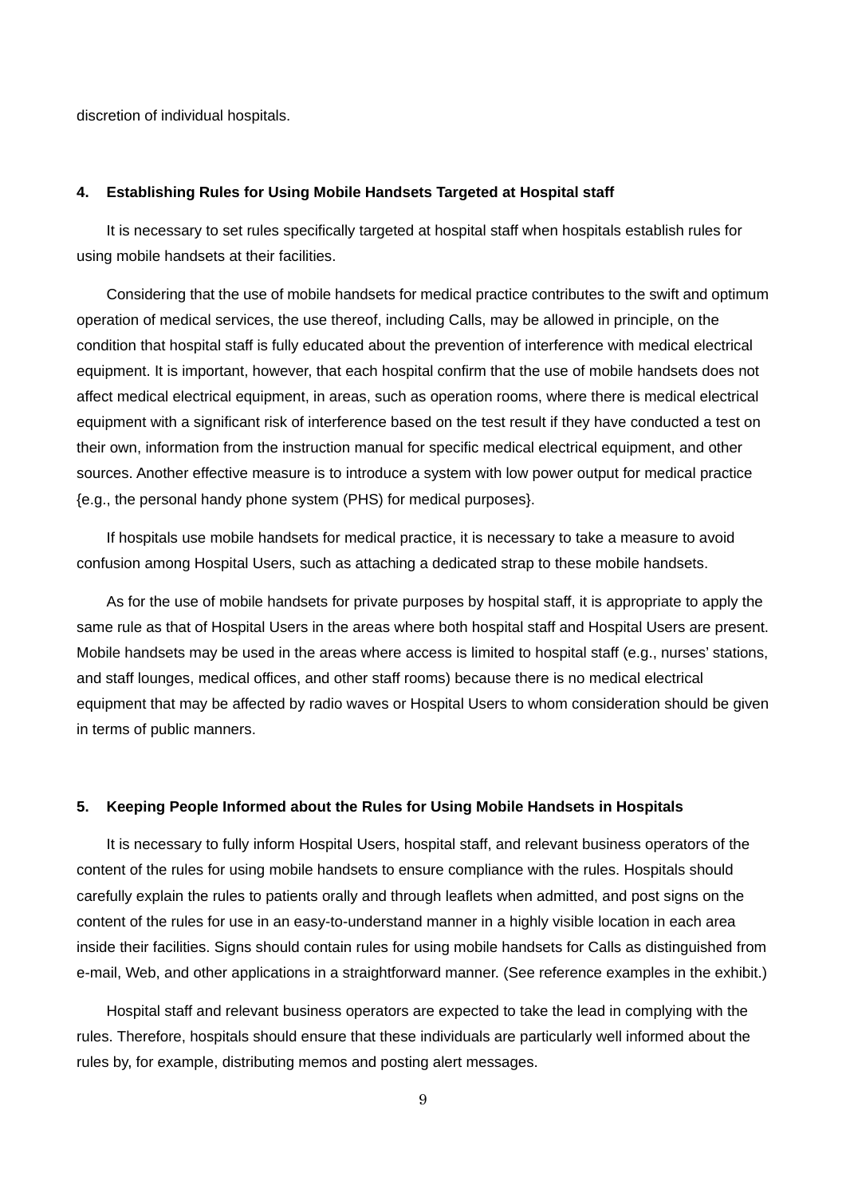discretion of individual hospitals.

### 4. Establishing Rules for Using Mobile Handsets Targeted at Hospital staff

It is necessary to set rules specifically targeted at hospital staff when hospitals establish rules for using mobile handsets at their facilities.

Considering that the use of mobile handsets for medical practice contributes to the swift and optimum operation of medical services, the use thereof, including Calls, may be allowed in principle, on the condition that hospital staff is fully educated about the prevention of interference with medical electrical equipment. It is important, however, that each hospital confirm that the use of mobile handsets does not affect medical electrical equipment, in areas, such as operation rooms, where there is medical electrical equipment with a significant risk of interference based on the test result if they have conducted a test on their own, information from the instruction manual for specific medical electrical equipment, and other sources. Another effective measure is to introduce a system with low power output for medical practice {e.g., the personal handy phone system (PHS) for medical purposes}.

If hospitals use mobile handsets for medical practice, it is necessary to take a measure to avoid confusion among Hospital Users, such as attaching a dedicated strap to these mobile handsets.

As for the use of mobile handsets for private purposes by hospital staff, it is appropriate to apply the same rule as that of Hospital Users in the areas where both hospital staff and Hospital Users are present. Mobile handsets may be used in the areas where access is limited to hospital staff (e.g., nurses' stations, and staff lounges, medical offices, and other staff rooms) because there is no medical electrical equipment that may be affected by radio waves or Hospital Users to whom consideration should be given in terms of public manners.

### 5. Keeping People Informed about the Rules for Using Mobile Handsets in Hospitals

It is necessary to fully inform Hospital Users, hospital staff, and relevant business operators of the content of the rules for using mobile handsets to ensure compliance with the rules. Hospitals should carefully explain the rules to patients orally and through leaflets when admitted, and post signs on the content of the rules for use in an easy-to-understand manner in a highly visible location in each area inside their facilities. Signs should contain rules for using mobile handsets for Calls as distinguished from e-mail, Web, and other applications in a straightforward manner. (See reference examples in the exhibit.)

Hospital staff and relevant business operators are expected to take the lead in complying with the rules. Therefore, hospitals should ensure that these individuals are particularly well informed about the rules by, for example, distributing memos and posting alert messages.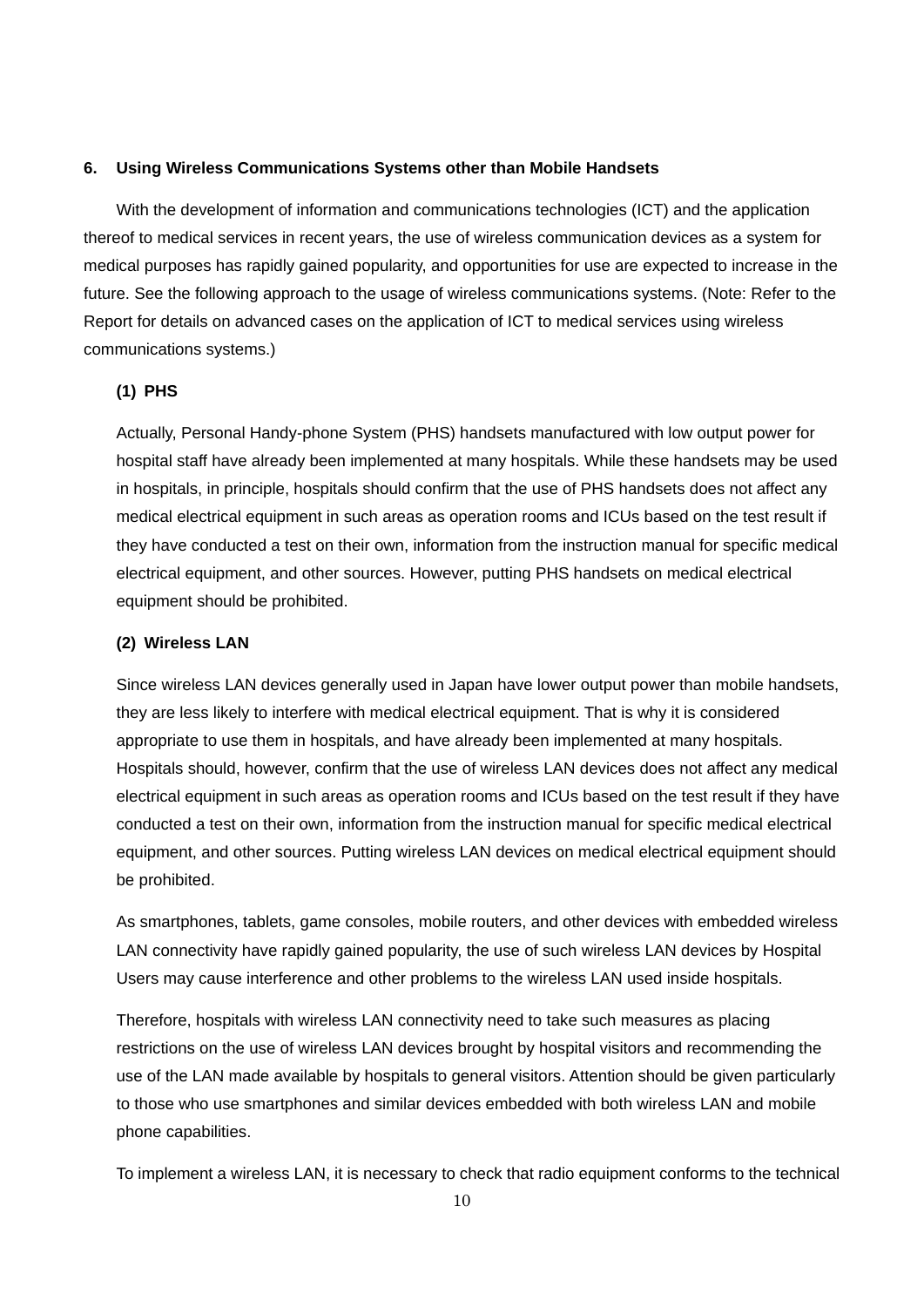## 6. Using Wireless Communications Systems other than Mobile Handsets

With the development of information and communications technologies (ICT) and the application thereof to medical services in recent years, the use of wireless communication devices as a system for medical purposes has rapidly gained popularity, and opportunities for use are expected to increase in the future. See the following approach to the usage of wireless communications systems. (Note: Refer to the Report for details on advanced cases on the application of ICT to medical services using wireless communications systems.)

### (1) PHS

Actually, Personal Handy-phone System (PHS) handsets manufactured with low output power for hospital staff have already been implemented at many hospitals. While these handsets may be used in hospitals, in principle, hospitals should confirm that the use of PHS handsets does not affect any medical electrical equipment in such areas as operation rooms and ICUs based on the test result if they have conducted a test on their own, information from the instruction manual for specific medical electrical equipment, and other sources. However, putting PHS handsets on medical electrical equipment should be prohibited.

### (2) Wireless LAN

Since wireless LAN devices generally used in Japan have lower output power than mobile handsets, they are less likely to interfere with medical electrical equipment. That is why it is considered appropriate to use them in hospitals, and have already been implemented at many hospitals. Hospitals should, however, confirm that the use of wireless LAN devices does not affect any medical electrical equipment in such areas as operation rooms and ICUs based on the test result if they have conducted a test on their own, information from the instruction manual for specific medical electrical equipment, and other sources. Putting wireless LAN devices on medical electrical equipment should be prohibited.

As smartphones, tablets, game consoles, mobile routers, and other devices with embedded wireless LAN connectivity have rapidly gained popularity, the use of such wireless LAN devices by Hospital Users may cause interference and other problems to the wireless LAN used inside hospitals.

Therefore, hospitals with wireless LAN connectivity need to take such measures as placing restrictions on the use of wireless LAN devices brought by hospital visitors and recommending the use of the LAN made available by hospitals to general visitors. Attention should be given particularly to those who use smartphones and similar devices embedded with both wireless LAN and mobile phone capabilities.

To implement a wireless LAN, it is necessary to check that radio equipment conforms to the technical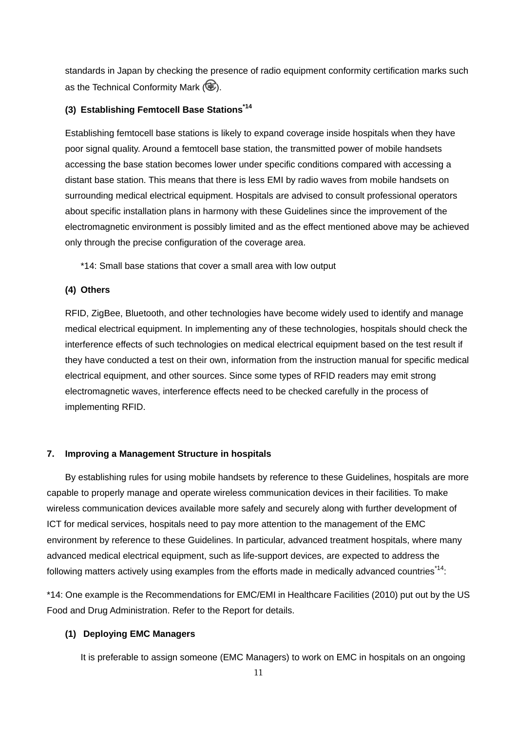standards in Japan by checking the presence of radio equipment conformity certification marks such as the Technical Conformity Mark (〒).

### (3) Establishing Femtocell Base Stations[*14]

Establishing femtocell base stations is likely to expand coverage inside hospitals when they have poor signal quality. Around a femtocell base station, the transmitted power of mobile handsets accessing the base station becomes lower under specific conditions compared with accessing a distant base station. This means that there is less EMI by radio waves from mobile handsets on surrounding medical electrical equipment. Hospitals are advised to consult professional operators about specific installation plans in harmony with these Guidelines since the improvement of the electromagnetic environment is possibly limited and as the effect mentioned above may be achieved only through the precise configuration of the coverage area.

*14: Small base stations that cover a small area with low output

### (4) Others

RFID, ZigBee, Bluetooth, and other technologies have become widely used to identify and manage medical electrical equipment. In implementing any of these technologies, hospitals should check the interference effects of such technologies on medical electrical equipment based on the test result if they have conducted a test on their own, information from the instruction manual for specific medical electrical equipment, and other sources. Since some types of RFID readers may emit strong electromagnetic waves, interference effects need to be checked carefully in the process of implementing RFID.

## 7. Improving a Management Structure in hospitals

By establishing rules for using mobile handsets by reference to these Guidelines, hospitals are more capable to properly manage and operate wireless communication devices in their facilities. To make wireless communication devices available more safely and securely along with further development of ICT for medical services, hospitals need to pay more attention to the management of the EMC environment by reference to these Guidelines. In particular, advanced treatment hospitals, where many advanced medical electrical equipment, such as life-support devices, are expected to address the following matters actively using examples from the efforts made in medically advanced countries[*14]:

*14: One example is the Recommendations for EMC/EMI in Healthcare Facilities (2010) put out by the US Food and Drug Administration. Refer to the Report for details.

### (1) Deploying EMC Managers

It is preferable to assign someone (EMC Managers) to work on EMC in hospitals on an ongoing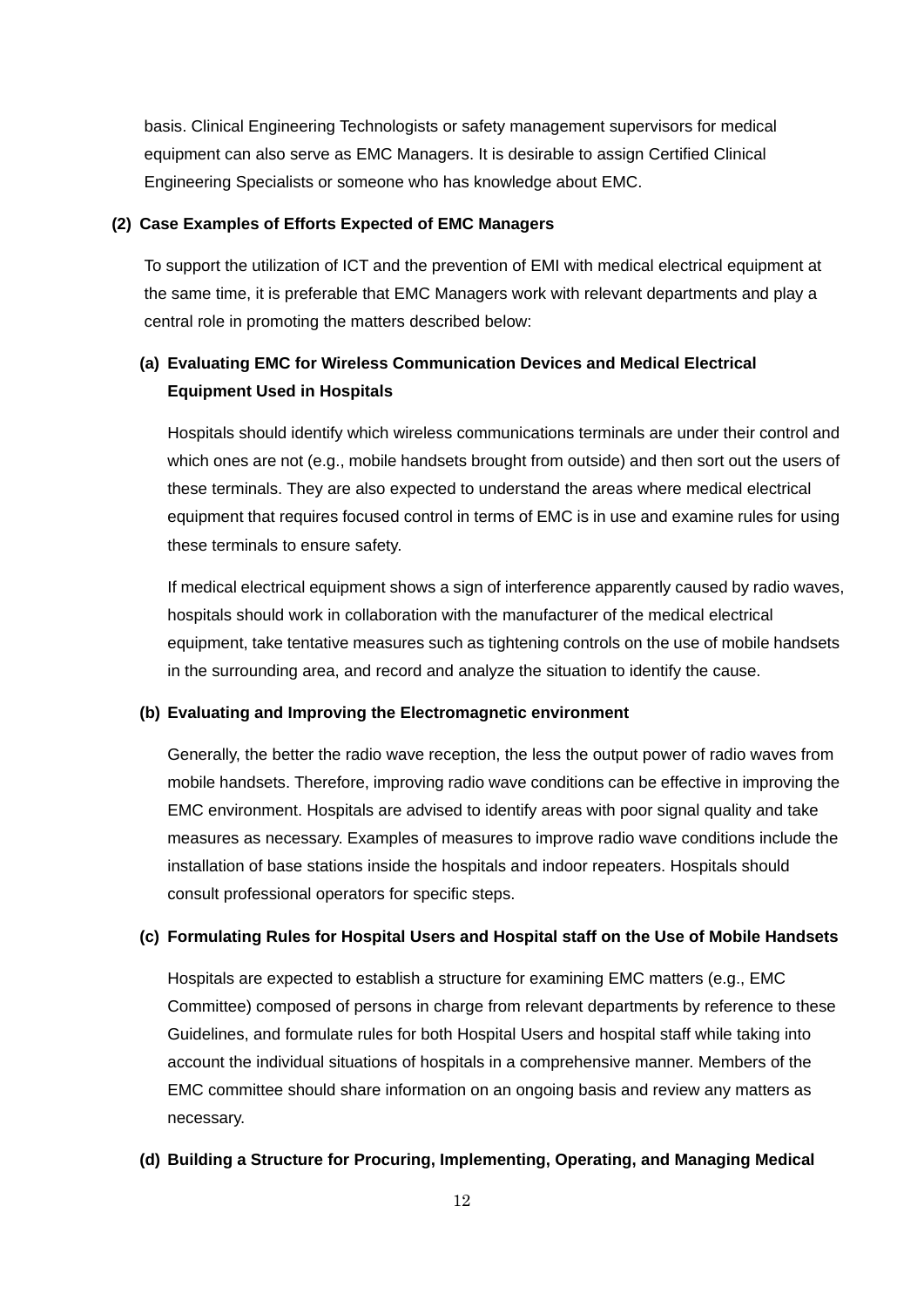basis. Clinical Engineering Technologists or safety management supervisors for medical equipment can also serve as EMC Managers. It is desirable to assign Certified Clinical Engineering Specialists or someone who has knowledge about EMC.

### (2) Case Examples of Efforts Expected of EMC Managers

To support the utilization of ICT and the prevention of EMI with medical electrical equipment at the same time, it is preferable that EMC Managers work with relevant departments and play a central role in promoting the matters described below:

#### (a) Evaluating EMC for Wireless Communication Devices and Medical Electrical Equipment Used in Hospitals

Hospitals should identify which wireless communications terminals are under their control and which ones are not (e.g., mobile handsets brought from outside) and then sort out the users of these terminals. They are also expected to understand the areas where medical electrical equipment that requires focused control in terms of EMC is in use and examine rules for using these terminals to ensure safety.

If medical electrical equipment shows a sign of interference apparently caused by radio waves, hospitals should work in collaboration with the manufacturer of the medical electrical equipment, take tentative measures such as tightening controls on the use of mobile handsets in the surrounding area, and record and analyze the situation to identify the cause.

#### (b) Evaluating and Improving the Electromagnetic environment

Generally, the better the radio wave reception, the less the output power of radio waves from mobile handsets. Therefore, improving radio wave conditions can be effective in improving the EMC environment. Hospitals are advised to identify areas with poor signal quality and take measures as necessary. Examples of measures to improve radio wave conditions include the installation of base stations inside the hospitals and indoor repeaters. Hospitals should consult professional operators for specific steps.

#### (c) Formulating Rules for Hospital Users and Hospital staff on the Use of Mobile Handsets

Hospitals are expected to establish a structure for examining EMC matters (e.g., EMC Committee) composed of persons in charge from relevant departments by reference to these Guidelines, and formulate rules for both Hospital Users and hospital staff while taking into account the individual situations of hospitals in a comprehensive manner. Members of the EMC committee should share information on an ongoing basis and review any matters as necessary.

#### (d) Building a Structure for Procuring, Implementing, Operating, and Managing Medical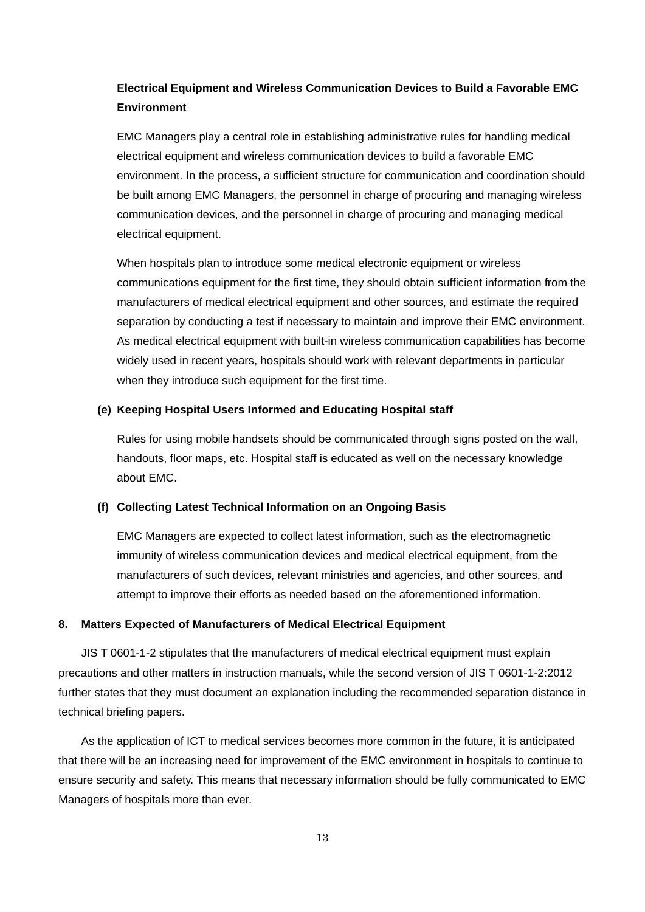**Electrical Equipment and Wireless Communication Devices to Build a Favorable EMC Environment**

EMC Managers play a central role in establishing administrative rules for handling medical electrical equipment and wireless communication devices to build a favorable EMC environment. In the process, a sufficient structure for communication and coordination should be built among EMC Managers, the personnel in charge of procuring and managing wireless communication devices, and the personnel in charge of procuring and managing medical electrical equipment.

When hospitals plan to introduce some medical electronic equipment or wireless communications equipment for the first time, they should obtain sufficient information from the manufacturers of medical electrical equipment and other sources, and estimate the required separation by conducting a test if necessary to maintain and improve their EMC environment. As medical electrical equipment with built-in wireless communication capabilities has become widely used in recent years, hospitals should work with relevant departments in particular when they introduce such equipment for the first time.

**(e) Keeping Hospital Users Informed and Educating Hospital staff**

Rules for using mobile handsets should be communicated through signs posted on the wall, handouts, floor maps, etc. Hospital staff is educated as well on the necessary knowledge about EMC.

**(f) Collecting Latest Technical Information on an Ongoing Basis**

EMC Managers are expected to collect latest information, such as the electromagnetic immunity of wireless communication devices and medical electrical equipment, from the manufacturers of such devices, relevant ministries and agencies, and other sources, and attempt to improve their efforts as needed based on the aforementioned information.

## 8. Matters Expected of Manufacturers of Medical Electrical Equipment

JIS T 0601-1-2 stipulates that the manufacturers of medical electrical equipment must explain precautions and other matters in instruction manuals, while the second version of JIS T 0601-1-2:2012 further states that they must document an explanation including the recommended separation distance in technical briefing papers.

As the application of ICT to medical services becomes more common in the future, it is anticipated that there will be an increasing need for improvement of the EMC environment in hospitals to continue to ensure security and safety. This means that necessary information should be fully communicated to EMC Managers of hospitals more than ever.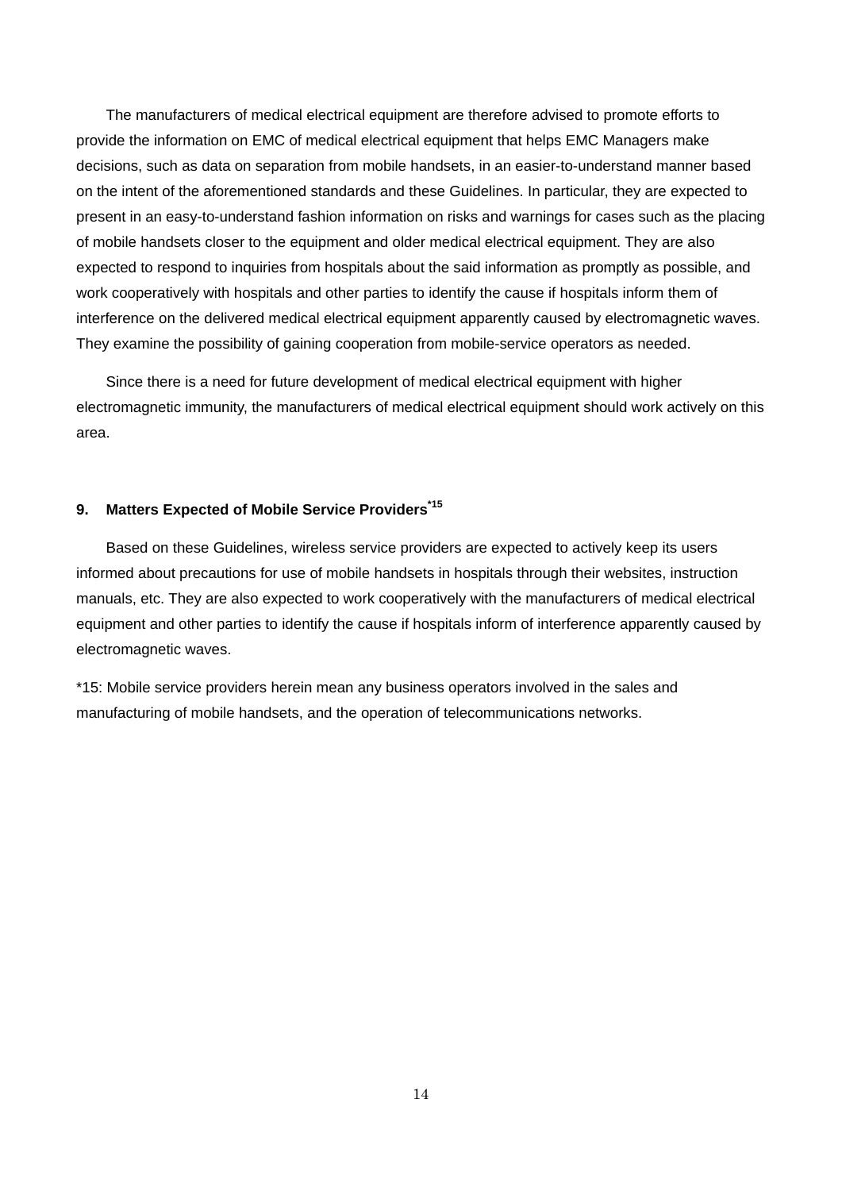The manufacturers of medical electrical equipment are therefore advised to promote efforts to provide the information on EMC of medical electrical equipment that helps EMC Managers make decisions, such as data on separation from mobile handsets, in an easier-to-understand manner based on the intent of the aforementioned standards and these Guidelines. In particular, they are expected to present in an easy-to-understand fashion information on risks and warnings for cases such as the placing of mobile handsets closer to the equipment and older medical electrical equipment. They are also expected to respond to inquiries from hospitals about the said information as promptly as possible, and work cooperatively with hospitals and other parties to identify the cause if hospitals inform them of interference on the delivered medical electrical equipment apparently caused by electromagnetic waves. They examine the possibility of gaining cooperation from mobile-service operators as needed.

Since there is a need for future development of medical electrical equipment with higher electromagnetic immunity, the manufacturers of medical electrical equipment should work actively on this area.

## 9. Matters Expected of Mobile Service Providers[*15]

Based on these Guidelines, wireless service providers are expected to actively keep its users informed about precautions for use of mobile handsets in hospitals through their websites, instruction manuals, etc. They are also expected to work cooperatively with the manufacturers of medical electrical equipment and other parties to identify the cause if hospitals inform of interference apparently caused by electromagnetic waves.

*15: Mobile service providers herein mean any business operators involved in the sales and manufacturing of mobile handsets, and the operation of telecommunications networks.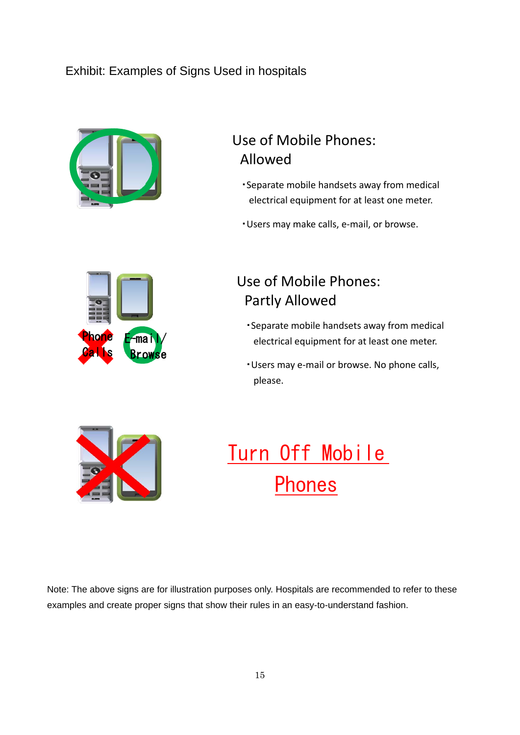Exhibit: Examples of Signs Used in hospitals

Use of Mobile Phones: Allowed

・Separate mobile handsets away from medical electrical equipment for at least one meter.

・Users may make calls, e-mail, or browse.

Phone Calls

E-mail/ Browse

Use of Mobile Phones: Partly Allowed

・Separate mobile handsets away from medical electrical equipment for at least one meter.

・Users may e-mail or browse. No phone calls, please.

Turn Off Mobile Phones

Note: The above signs are for illustration purposes only. Hospitals are recommended to refer to these examples and create proper signs that show their rules in an easy-to-understand fashion.